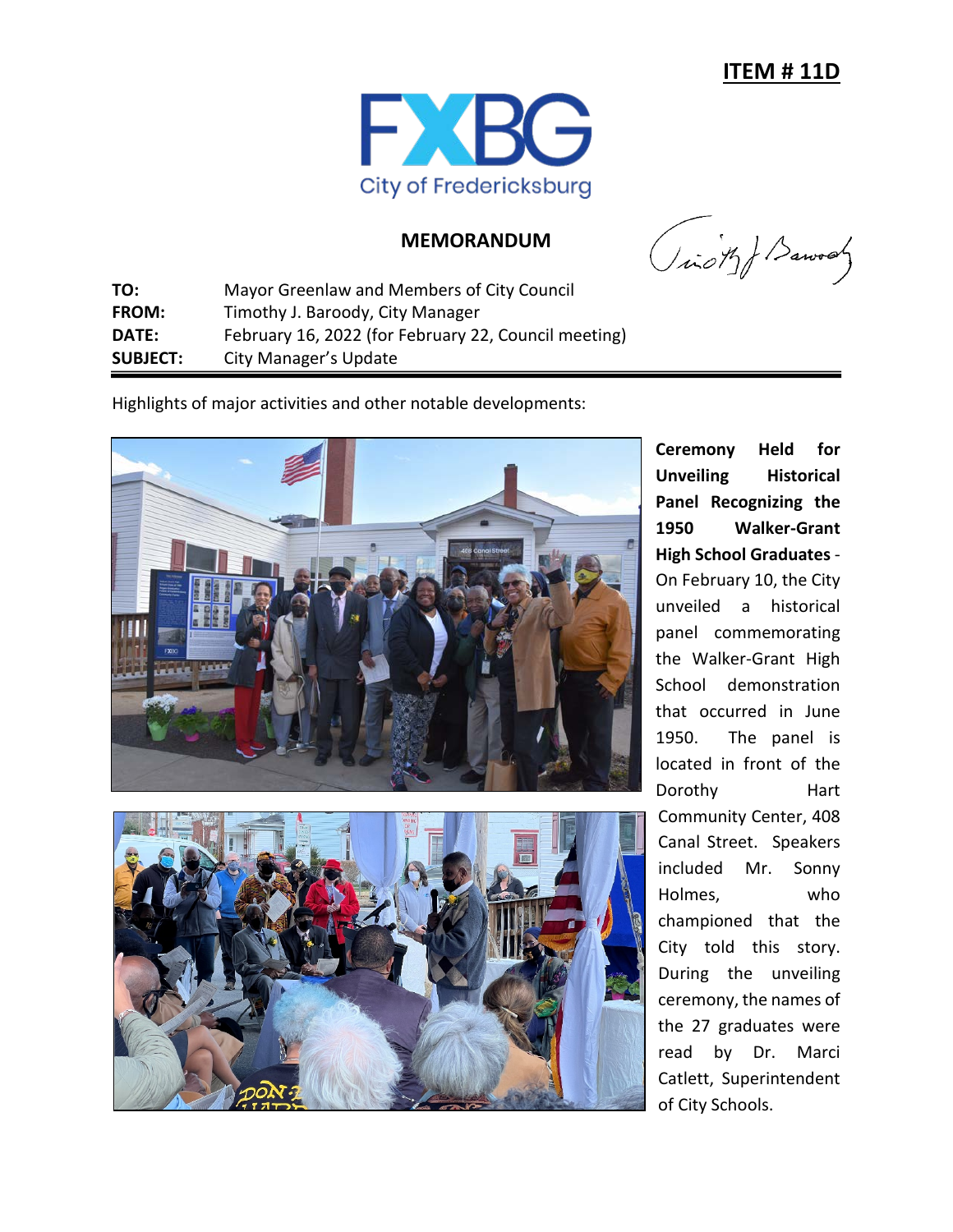**ITEM # 11D**

City of Fredericksburg

## MEMORANDUM

| | |
|---|---|
| **TO:** | Mayor Greenlaw and Members of City Council |
| **FROM:** | Timothy J. Baroody, City Manager |
| **DATE:** | February 16, 2022 (for February 22, Council meeting) |
| **SUBJECT:** | City Manager's Update |

Highlights of major activities and other notable developments:

**Ceremony Held for Unveiling Historical Panel Recognizing the 1950 Walker-Grant High School Graduates** - On February 10, the City unveiled a historical panel commemorating the Walker-Grant High School demonstration that occurred in June 1950. The panel is located in front of the Dorothy Hart Community Center, 408 Canal Street. Speakers included Mr. Sonny Holmes, who championed that the City told this story. During the unveiling ceremony, the names of the 27 graduates were read by Dr. Marci Catlett, Superintendent of City Schools.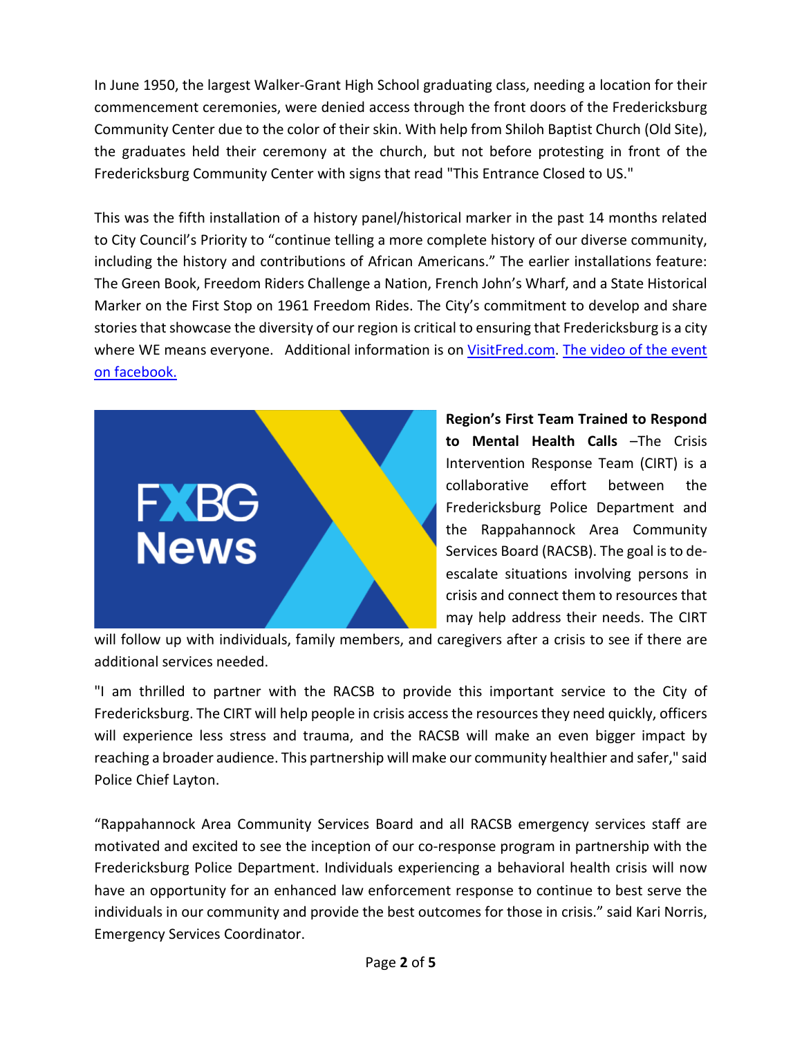In June 1950, the largest Walker-Grant High School graduating class, needing a location for their commencement ceremonies, were denied access through the front doors of the Fredericksburg Community Center due to the color of their skin. With help from Shiloh Baptist Church (Old Site), the graduates held their ceremony at the church, but not before protesting in front of the Fredericksburg Community Center with signs that read "This Entrance Closed to US."

This was the fifth installation of a history panel/historical marker in the past 14 months related to City Council's Priority to "continue telling a more complete history of our diverse community, including the history and contributions of African Americans." The earlier installations feature: The Green Book, Freedom Riders Challenge a Nation, French John's Wharf, and a State Historical Marker on the First Stop on 1961 Freedom Rides. The City's commitment to develop and share stories that showcase the diversity of our region is critical to ensuring that Fredericksburg is a city where WE means everyone. Additional information is on [VisitFred.com](VisitFred.com). [The video of the event on facebook.]()

**Region's First Team Trained to Respond to Mental Health Calls** –The Crisis Intervention Response Team (CIRT) is a collaborative effort between the Fredericksburg Police Department and the Rappahannock Area Community Services Board (RACSB). The goal is to de-escalate situations involving persons in crisis and connect them to resources that may help address their needs. The CIRT will follow up with individuals, family members, and caregivers after a crisis to see if there are additional services needed.

"I am thrilled to partner with the RACSB to provide this important service to the City of Fredericksburg. The CIRT will help people in crisis access the resources they need quickly, officers will experience less stress and trauma, and the RACSB will make an even bigger impact by reaching a broader audience. This partnership will make our community healthier and safer," said Police Chief Layton.

"Rappahannock Area Community Services Board and all RACSB emergency services staff are motivated and excited to see the inception of our co-response program in partnership with the Fredericksburg Police Department. Individuals experiencing a behavioral health crisis will now have an opportunity for an enhanced law enforcement response to continue to best serve the individuals in our community and provide the best outcomes for those in crisis." said Kari Norris, Emergency Services Coordinator.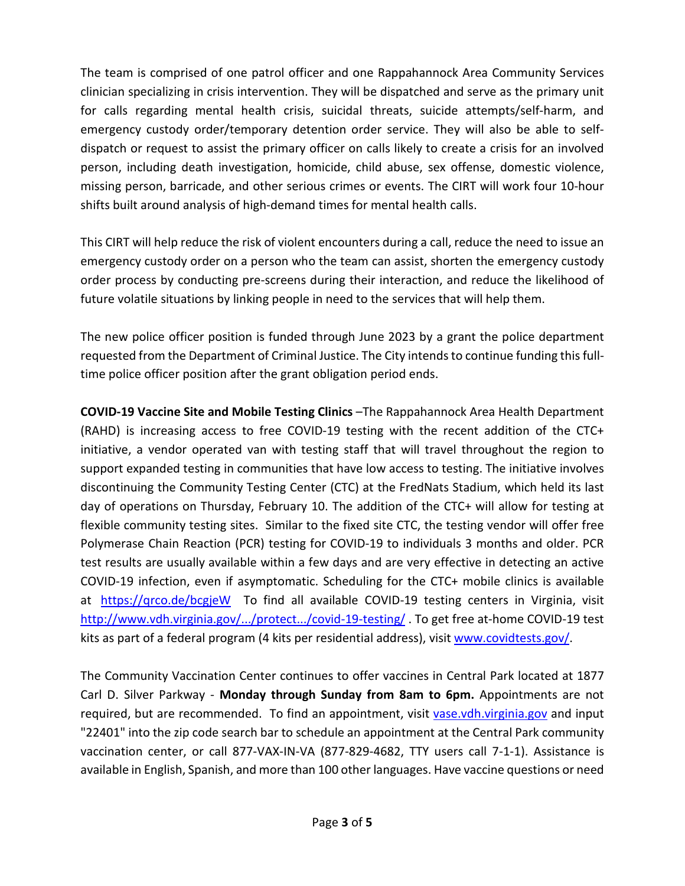The team is comprised of one patrol officer and one Rappahannock Area Community Services clinician specializing in crisis intervention. They will be dispatched and serve as the primary unit for calls regarding mental health crisis, suicidal threats, suicide attempts/self-harm, and emergency custody order/temporary detention order service. They will also be able to self-dispatch or request to assist the primary officer on calls likely to create a crisis for an involved person, including death investigation, homicide, child abuse, sex offense, domestic violence, missing person, barricade, and other serious crimes or events. The CIRT will work four 10-hour shifts built around analysis of high-demand times for mental health calls.

This CIRT will help reduce the risk of violent encounters during a call, reduce the need to issue an emergency custody order on a person who the team can assist, shorten the emergency custody order process by conducting pre-screens during their interaction, and reduce the likelihood of future volatile situations by linking people in need to the services that will help them.

The new police officer position is funded through June 2023 by a grant the police department requested from the Department of Criminal Justice. The City intends to continue funding this full-time police officer position after the grant obligation period ends.

**COVID-19 Vaccine Site and Mobile Testing Clinics** –The Rappahannock Area Health Department (RAHD) is increasing access to free COVID-19 testing with the recent addition of the CTC+ initiative, a vendor operated van with testing staff that will travel throughout the region to support expanded testing in communities that have low access to testing. The initiative involves discontinuing the Community Testing Center (CTC) at the FredNats Stadium, which held its last day of operations on Thursday, February 10. The addition of the CTC+ will allow for testing at flexible community testing sites. Similar to the fixed site CTC, the testing vendor will offer free Polymerase Chain Reaction (PCR) testing for COVID-19 to individuals 3 months and older. PCR test results are usually available within a few days and are very effective in detecting an active COVID-19 infection, even if asymptomatic. Scheduling for the CTC+ mobile clinics is available at https://qrco.de/bcgjeW To find all available COVID-19 testing centers in Virginia, visit http://www.vdh.virginia.gov/.../protect.../covid-19-testing/ . To get free at-home COVID-19 test kits as part of a federal program (4 kits per residential address), visit www.covidtests.gov/.

The Community Vaccination Center continues to offer vaccines in Central Park located at 1877 Carl D. Silver Parkway - **Monday through Sunday from 8am to 6pm.** Appointments are not required, but are recommended. To find an appointment, visit vase.vdh.virginia.gov and input "22401" into the zip code search bar to schedule an appointment at the Central Park community vaccination center, or call 877-VAX-IN-VA (877-829-4682, TTY users call 7-1-1). Assistance is available in English, Spanish, and more than 100 other languages. Have vaccine questions or need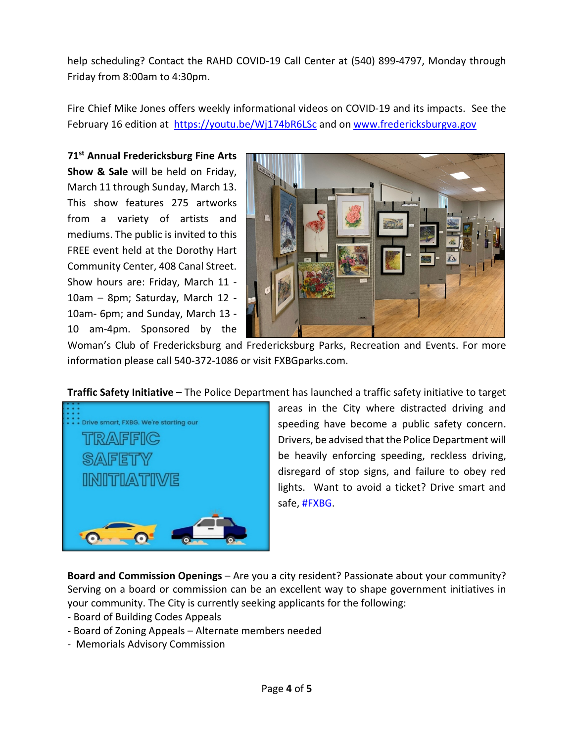help scheduling? Contact the RAHD COVID-19 Call Center at (540) 899-4797, Monday through Friday from 8:00am to 4:30pm.

Fire Chief Mike Jones offers weekly informational videos on COVID-19 and its impacts. See the February 16 edition at https://youtu.be/Wj174bR6LSc and on www.fredericksburgva.gov

**71st Annual Fredericksburg Fine Arts Show & Sale** will be held on Friday, March 11 through Sunday, March 13. This show features 275 artworks from a variety of artists and mediums. The public is invited to this FREE event held at the Dorothy Hart Community Center, 408 Canal Street. Show hours are: Friday, March 11 - 10am – 8pm; Saturday, March 12 - 10am- 6pm; and Sunday, March 13 - 10 am-4pm. Sponsored by the Woman's Club of Fredericksburg and Fredericksburg Parks, Recreation and Events. For more information please call 540-372-1086 or visit FXBGparks.com.

**Traffic Safety Initiative** – The Police Department has launched a traffic safety initiative to target areas in the City where distracted driving and speeding have become a public safety concern. Drivers, be advised that the Police Department will be heavily enforcing speeding, reckless driving, disregard of stop signs, and failure to obey red lights. Want to avoid a ticket? Drive smart and safe, #FXBG.

**Board and Commission Openings** – Are you a city resident? Passionate about your community? Serving on a board or commission can be an excellent way to shape government initiatives in your community. The City is currently seeking applicants for the following:

- Board of Building Codes Appeals
- Board of Zoning Appeals – Alternate members needed
- Memorials Advisory Commission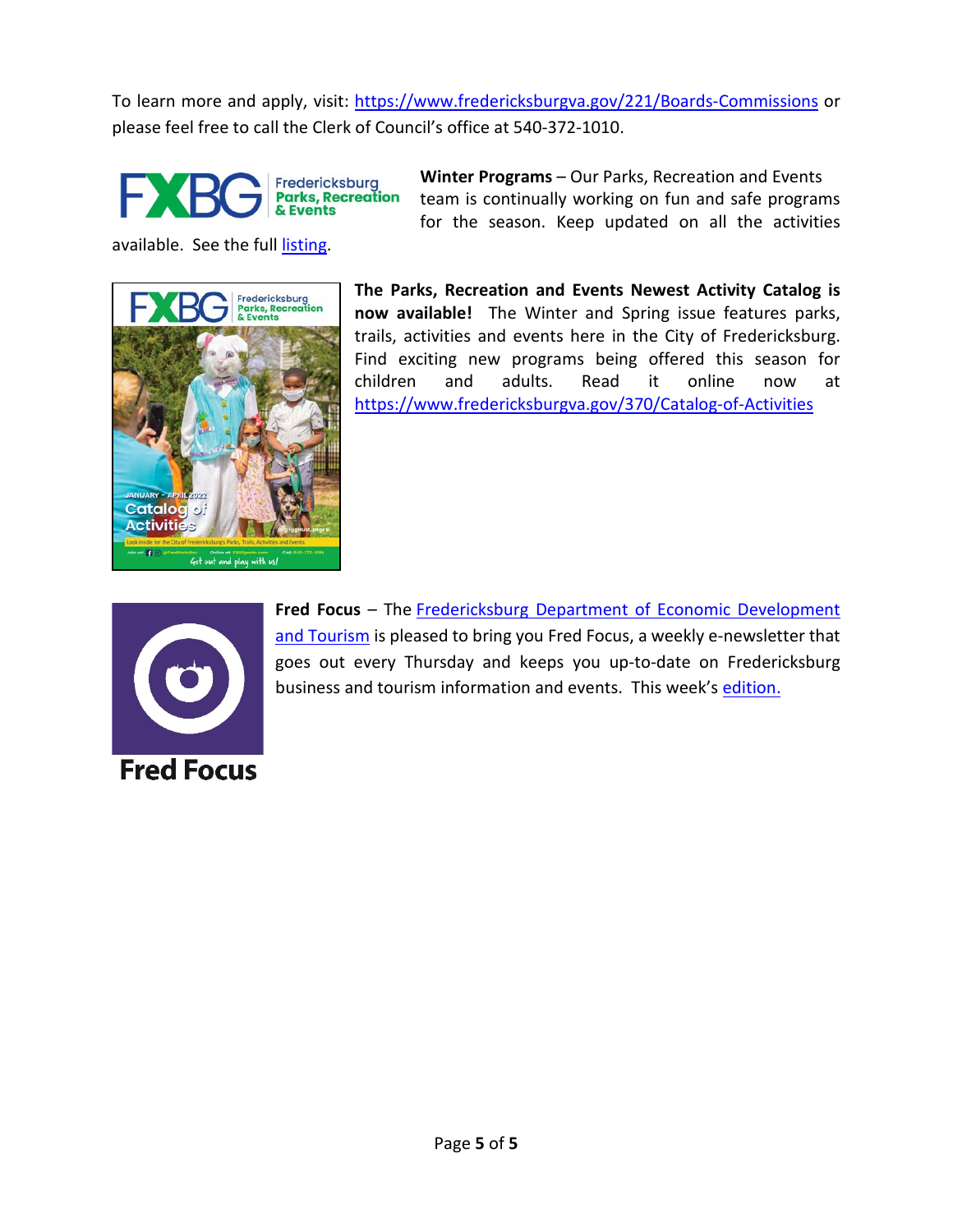To learn more and apply, visit: https://www.fredericksburgva.gov/221/Boards-Commissions or please feel free to call the Clerk of Council's office at 540-372-1010.

**Winter Programs** – Our Parks, Recreation and Events team is continually working on fun and safe programs for the season. Keep updated on all the activities available. See the full listing.

**The Parks, Recreation and Events Newest Activity Catalog is now available!** The Winter and Spring issue features parks, trails, activities and events here in the City of Fredericksburg. Find exciting new programs being offered this season for children and adults. Read it online now at https://www.fredericksburgva.gov/370/Catalog-of-Activities

**Fred Focus** – The Fredericksburg Department of Economic Development and Tourism is pleased to bring you Fred Focus, a weekly e-newsletter that goes out every Thursday and keeps you up-to-date on Fredericksburg business and tourism information and events. This week's edition.